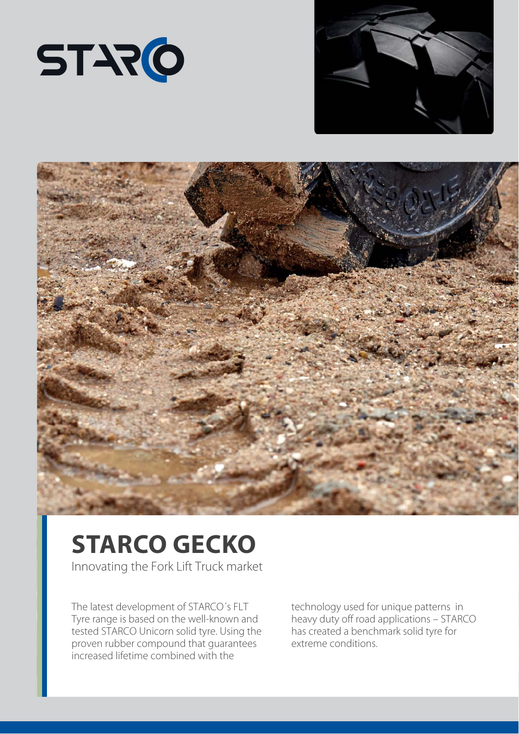STARCO

# STARCO GECKO

Innovating the Fork Lift Truck market

The latest development of STARCO´s FLT Tyre range is based on the well-known and tested STARCO Unicorn solid tyre. Using the proven rubber compound that guarantees increased lifetime combined with the technology used for unique patterns in heavy duty off road applications – STARCO has created a benchmark solid tyre for extreme conditions.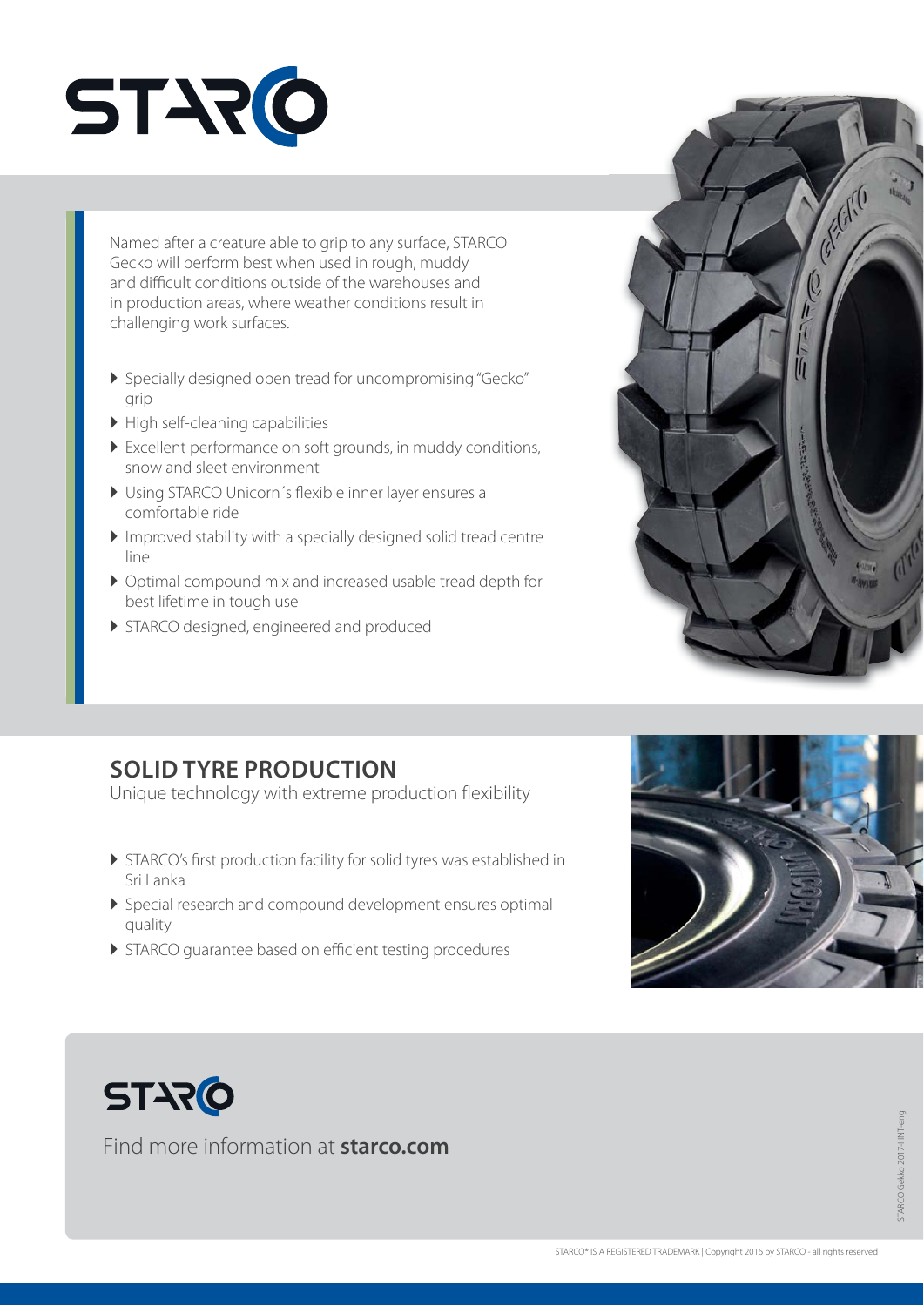Named after a creature able to grip to any surface, STARCO Gecko will perform best when used in rough, muddy and difficult conditions outside of the warehouses and in production areas, where weather conditions result in challenging work surfaces.

- Specially designed open tread for uncompromising "Gecko" grip
- High self-cleaning capabilities
- Excellent performance on soft grounds, in muddy conditions, snow and sleet environment
- Using STARCO Unicorn´s flexible inner layer ensures a comfortable ride
- Improved stability with a specially designed solid tread centre line
- Optimal compound mix and increased usable tread depth for best lifetime in tough use
- STARCO designed, engineered and produced

## SOLID TYRE PRODUCTION

Unique technology with extreme production flexibility

- STARCO's first production facility for solid tyres was established in Sri Lanka
- Special research and compound development ensures optimal quality
- STARCO guarantee based on efficient testing procedures

Find more information at **starco.com**

STARCO Gekko 2017-I INT-eng

STARCO® IS A REGISTERED TRADEMARK | Copyright 2016 by STARCO - all rights reserved